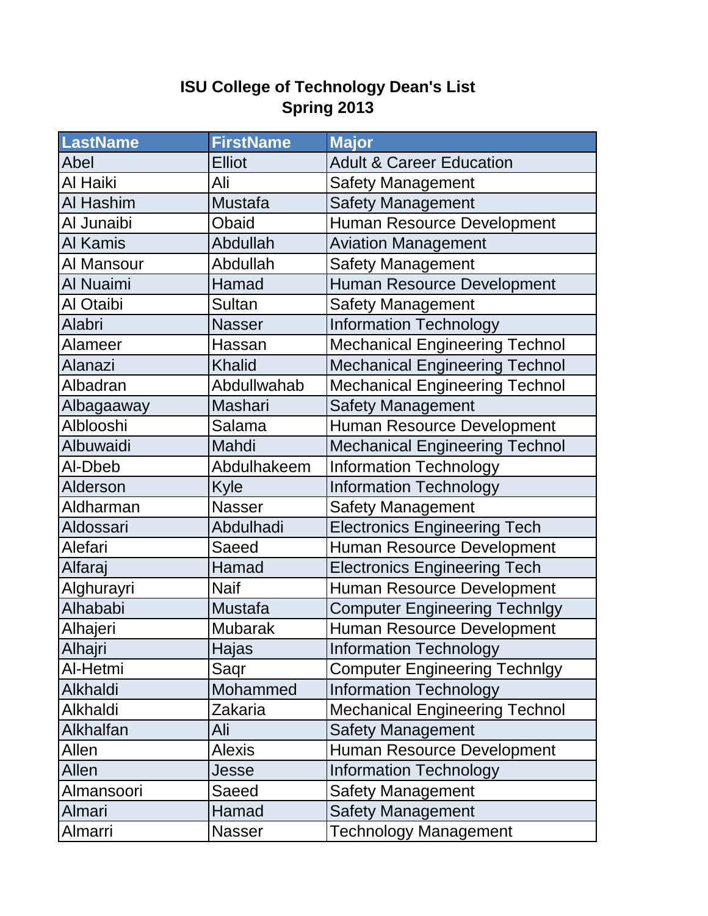# ISU College of Technology Dean's List
## Spring 2013

| LastName | FirstName | Major |
|---|---|---|
| Abel | Elliot | Adult & Career Education |
| Al Haiki | Ali | Safety Management |
| Al Hashim | Mustafa | Safety Management |
| Al Junaibi | Obaid | Human Resource Development |
| Al Kamis | Abdullah | Aviation Management |
| Al Mansour | Abdullah | Safety Management |
| Al Nuaimi | Hamad | Human Resource Development |
| Al Otaibi | Sultan | Safety Management |
| Alabri | Nasser | Information Technology |
| Alameer | Hassan | Mechanical Engineering Technol |
| Alanazi | Khalid | Mechanical Engineering Technol |
| Albadran | Abdullwahab | Mechanical Engineering Technol |
| Albagaaway | Mashari | Safety Management |
| Alblooshi | Salama | Human Resource Development |
| Albuwaidi | Mahdi | Mechanical Engineering Technol |
| Al-Dbeb | Abdulhakeem | Information Technology |
| Alderson | Kyle | Information Technology |
| Aldharman | Nasser | Safety Management |
| Aldossari | Abdulhadi | Electronics Engineering Tech |
| Alefari | Saeed | Human Resource Development |
| Alfaraj | Hamad | Electronics Engineering Tech |
| Alghurayri | Naif | Human Resource Development |
| Alhababi | Mustafa | Computer Engineering Technlgy |
| Alhajeri | Mubarak | Human Resource Development |
| Alhajri | Hajas | Information Technology |
| Al-Hetmi | Saqr | Computer Engineering Technlgy |
| Alkhaldi | Mohammed | Information Technology |
| Alkhaldi | Zakaria | Mechanical Engineering Technol |
| Alkhalfan | Ali | Safety Management |
| Allen | Alexis | Human Resource Development |
| Allen | Jesse | Information Technology |
| Almansoori | Saeed | Safety Management |
| Almari | Hamad | Safety Management |
| Almarri | Nasser | Technology Management |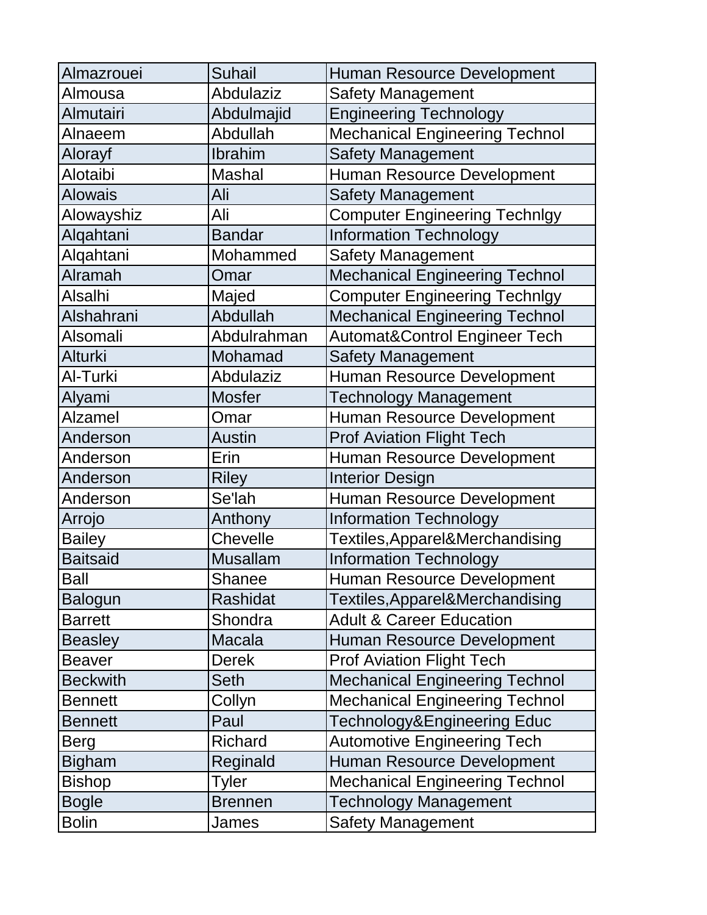| | | |
|---|---|---|
| Almazrouei | Suhail | Human Resource Development |
| Almousa | Abdulaziz | Safety Management |
| Almutairi | Abdulmajid | Engineering Technology |
| Alnaeem | Abdullah | Mechanical Engineering Technol |
| Alorayf | Ibrahim | Safety Management |
| Alotaibi | Mashal | Human Resource Development |
| Alowais | Ali | Safety Management |
| Alowayshiz | Ali | Computer Engineering Technlgy |
| Alqahtani | Bandar | Information Technology |
| Alqahtani | Mohammed | Safety Management |
| Alramah | Omar | Mechanical Engineering Technol |
| Alsalhi | Majed | Computer Engineering Technlgy |
| Alshahrani | Abdullah | Mechanical Engineering Technol |
| Alsomali | Abdulrahman | Automat&Control Engineer Tech |
| Alturki | Mohamad | Safety Management |
| Al-Turki | Abdulaziz | Human Resource Development |
| Alyami | Mosfer | Technology Management |
| Alzamel | Omar | Human Resource Development |
| Anderson | Austin | Prof Aviation Flight Tech |
| Anderson | Erin | Human Resource Development |
| Anderson | Riley | Interior Design |
| Anderson | Se'lah | Human Resource Development |
| Arrojo | Anthony | Information Technology |
| Bailey | Chevelle | Textiles,Apparel&Merchandising |
| Baitsaid | Musallam | Information Technology |
| Ball | Shanee | Human Resource Development |
| Balogun | Rashidat | Textiles,Apparel&Merchandising |
| Barrett | Shondra | Adult & Career Education |
| Beasley | Macala | Human Resource Development |
| Beaver | Derek | Prof Aviation Flight Tech |
| Beckwith | Seth | Mechanical Engineering Technol |
| Bennett | Collyn | Mechanical Engineering Technol |
| Bennett | Paul | Technology&Engineering Educ |
| Berg | Richard | Automotive Engineering Tech |
| Bigham | Reginald | Human Resource Development |
| Bishop | Tyler | Mechanical Engineering Technol |
| Bogle | Brennen | Technology Management |
| Bolin | James | Safety Management |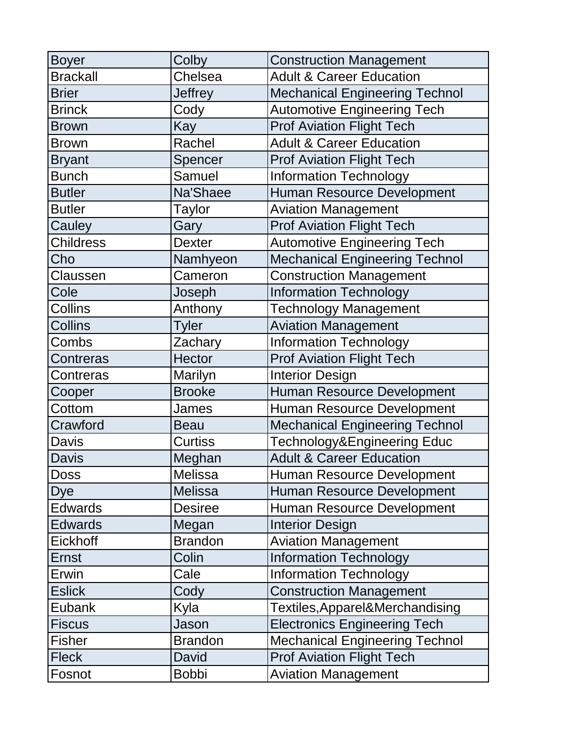| | | |
|---|---|---|
| Boyer | Colby | Construction Management |
| Brackall | Chelsea | Adult & Career Education |
| Brier | Jeffrey | Mechanical Engineering Technol |
| Brinck | Cody | Automotive Engineering Tech |
| Brown | Kay | Prof Aviation Flight Tech |
| Brown | Rachel | Adult & Career Education |
| Bryant | Spencer | Prof Aviation Flight Tech |
| Bunch | Samuel | Information Technology |
| Butler | Na'Shaee | Human Resource Development |
| Butler | Taylor | Aviation Management |
| Cauley | Gary | Prof Aviation Flight Tech |
| Childress | Dexter | Automotive Engineering Tech |
| Cho | Namhyeon | Mechanical Engineering Technol |
| Claussen | Cameron | Construction Management |
| Cole | Joseph | Information Technology |
| Collins | Anthony | Technology Management |
| Collins | Tyler | Aviation Management |
| Combs | Zachary | Information Technology |
| Contreras | Hector | Prof Aviation Flight Tech |
| Contreras | Marilyn | Interior Design |
| Cooper | Brooke | Human Resource Development |
| Cottom | James | Human Resource Development |
| Crawford | Beau | Mechanical Engineering Technol |
| Davis | Curtiss | Technology&Engineering Educ |
| Davis | Meghan | Adult & Career Education |
| Doss | Melissa | Human Resource Development |
| Dye | Melissa | Human Resource Development |
| Edwards | Desiree | Human Resource Development |
| Edwards | Megan | Interior Design |
| Eickhoff | Brandon | Aviation Management |
| Ernst | Colin | Information Technology |
| Erwin | Cale | Information Technology |
| Eslick | Cody | Construction Management |
| Eubank | Kyla | Textiles,Apparel&Merchandising |
| Fiscus | Jason | Electronics Engineering Tech |
| Fisher | Brandon | Mechanical Engineering Technol |
| Fleck | David | Prof Aviation Flight Tech |
| Fosnot | Bobbi | Aviation Management |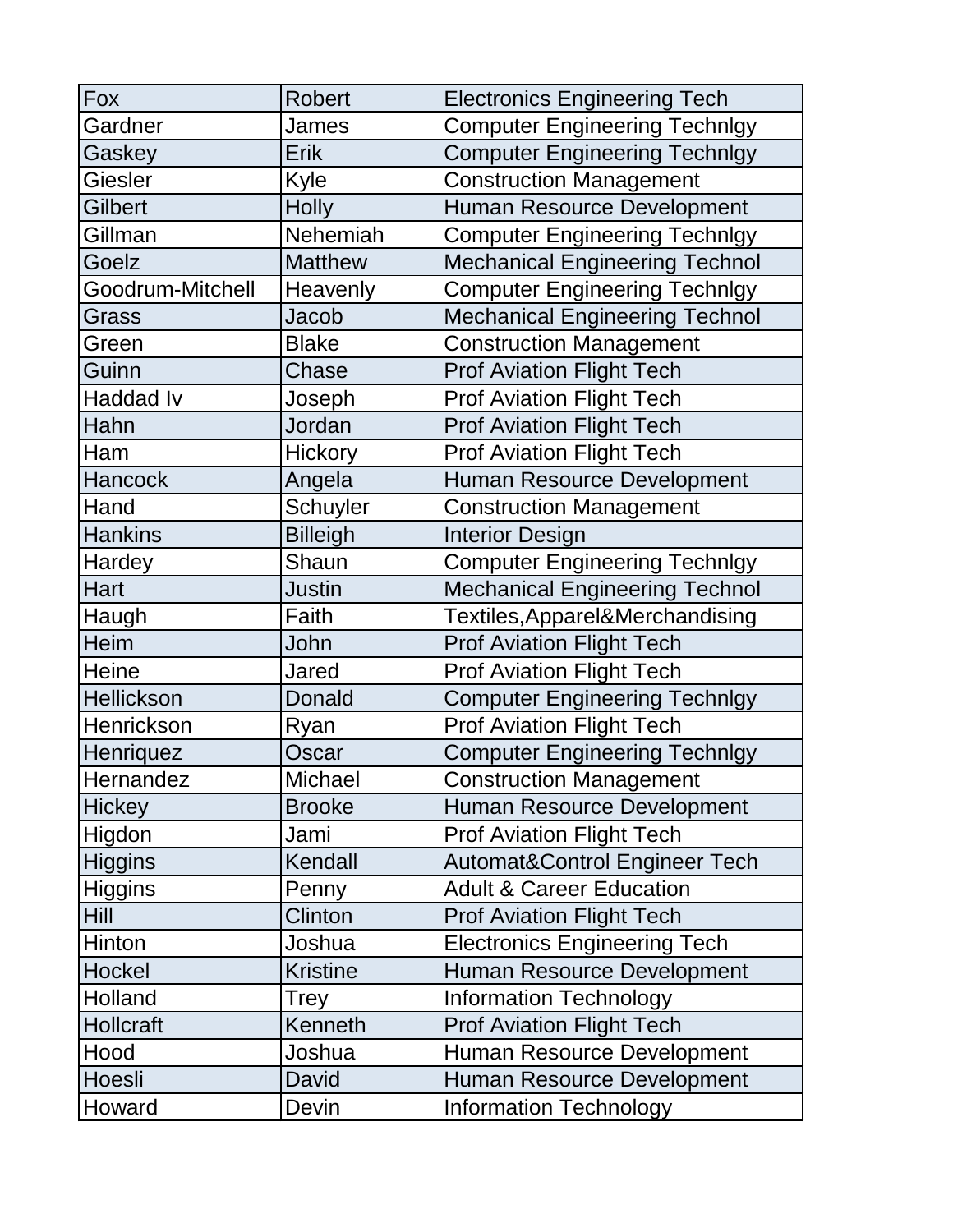| Fox | Robert | Electronics Engineering Tech |
|---|---|---|
| Gardner | James | Computer Engineering Technlgy |
| Gaskey | Erik | Computer Engineering Technlgy |
| Giesler | Kyle | Construction Management |
| Gilbert | Holly | Human Resource Development |
| Gillman | Nehemiah | Computer Engineering Technlgy |
| Goelz | Matthew | Mechanical Engineering Technol |
| Goodrum-Mitchell | Heavenly | Computer Engineering Technlgy |
| Grass | Jacob | Mechanical Engineering Technol |
| Green | Blake | Construction Management |
| Guinn | Chase | Prof Aviation Flight Tech |
| Haddad Iv | Joseph | Prof Aviation Flight Tech |
| Hahn | Jordan | Prof Aviation Flight Tech |
| Ham | Hickory | Prof Aviation Flight Tech |
| Hancock | Angela | Human Resource Development |
| Hand | Schuyler | Construction Management |
| Hankins | Billeigh | Interior Design |
| Hardey | Shaun | Computer Engineering Technlgy |
| Hart | Justin | Mechanical Engineering Technol |
| Haugh | Faith | Textiles,Apparel&Merchandising |
| Heim | John | Prof Aviation Flight Tech |
| Heine | Jared | Prof Aviation Flight Tech |
| Hellickson | Donald | Computer Engineering Technlgy |
| Henrickson | Ryan | Prof Aviation Flight Tech |
| Henriquez | Oscar | Computer Engineering Technlgy |
| Hernandez | Michael | Construction Management |
| Hickey | Brooke | Human Resource Development |
| Higdon | Jami | Prof Aviation Flight Tech |
| Higgins | Kendall | Automat&Control Engineer Tech |
| Higgins | Penny | Adult & Career Education |
| Hill | Clinton | Prof Aviation Flight Tech |
| Hinton | Joshua | Electronics Engineering Tech |
| Hockel | Kristine | Human Resource Development |
| Holland | Trey | Information Technology |
| Hollcraft | Kenneth | Prof Aviation Flight Tech |
| Hood | Joshua | Human Resource Development |
| Hoesli | David | Human Resource Development |
| Howard | Devin | Information Technology |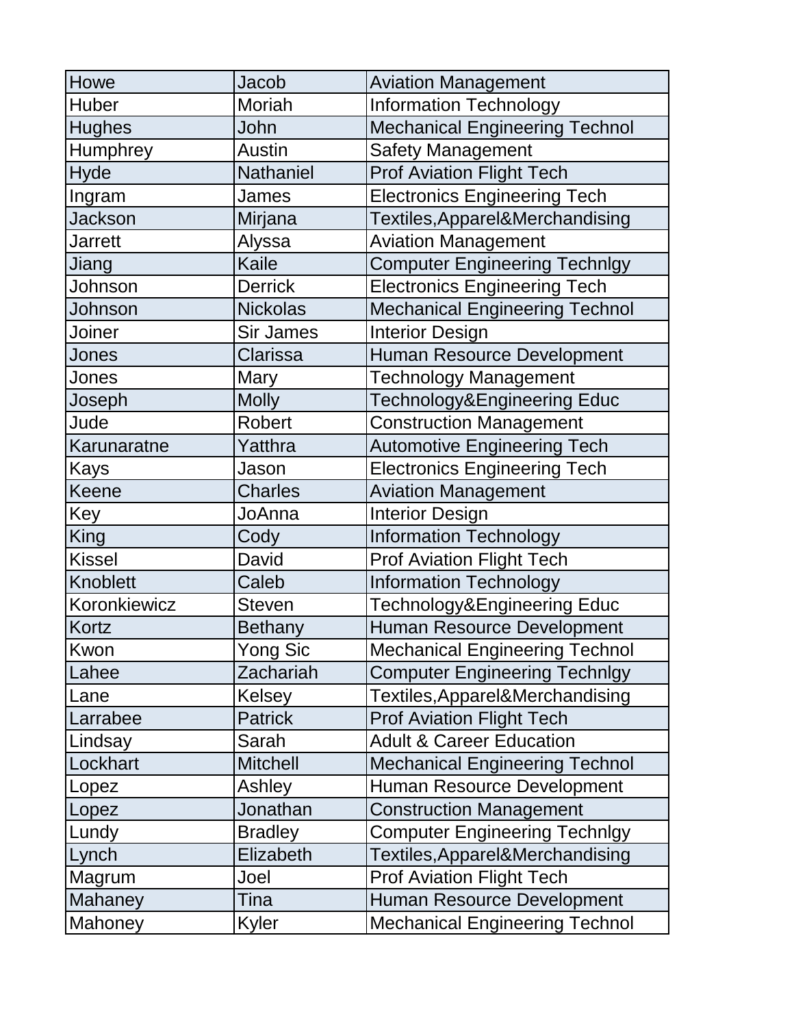| Howe | Jacob | Aviation Management |
|---|---|---|
| Huber | Moriah | Information Technology |
| Hughes | John | Mechanical Engineering Technol |
| Humphrey | Austin | Safety Management |
| Hyde | Nathaniel | Prof Aviation Flight Tech |
| Ingram | James | Electronics Engineering Tech |
| Jackson | Mirjana | Textiles,Apparel&Merchandising |
| Jarrett | Alyssa | Aviation Management |
| Jiang | Kaile | Computer Engineering Technlgy |
| Johnson | Derrick | Electronics Engineering Tech |
| Johnson | Nickolas | Mechanical Engineering Technol |
| Joiner | Sir James | Interior Design |
| Jones | Clarissa | Human Resource Development |
| Jones | Mary | Technology Management |
| Joseph | Molly | Technology&Engineering Educ |
| Jude | Robert | Construction Management |
| Karunaratne | Yatthra | Automotive Engineering Tech |
| Kays | Jason | Electronics Engineering Tech |
| Keene | Charles | Aviation Management |
| Key | JoAnna | Interior Design |
| King | Cody | Information Technology |
| Kissel | David | Prof Aviation Flight Tech |
| Knoblett | Caleb | Information Technology |
| Koronkiewicz | Steven | Technology&Engineering Educ |
| Kortz | Bethany | Human Resource Development |
| Kwon | Yong Sic | Mechanical Engineering Technol |
| Lahee | Zachariah | Computer Engineering Technlgy |
| Lane | Kelsey | Textiles,Apparel&Merchandising |
| Larrabee | Patrick | Prof Aviation Flight Tech |
| Lindsay | Sarah | Adult & Career Education |
| Lockhart | Mitchell | Mechanical Engineering Technol |
| Lopez | Ashley | Human Resource Development |
| Lopez | Jonathan | Construction Management |
| Lundy | Bradley | Computer Engineering Technlgy |
| Lynch | Elizabeth | Textiles,Apparel&Merchandising |
| Magrum | Joel | Prof Aviation Flight Tech |
| Mahaney | Tina | Human Resource Development |
| Mahoney | Kyler | Mechanical Engineering Technol |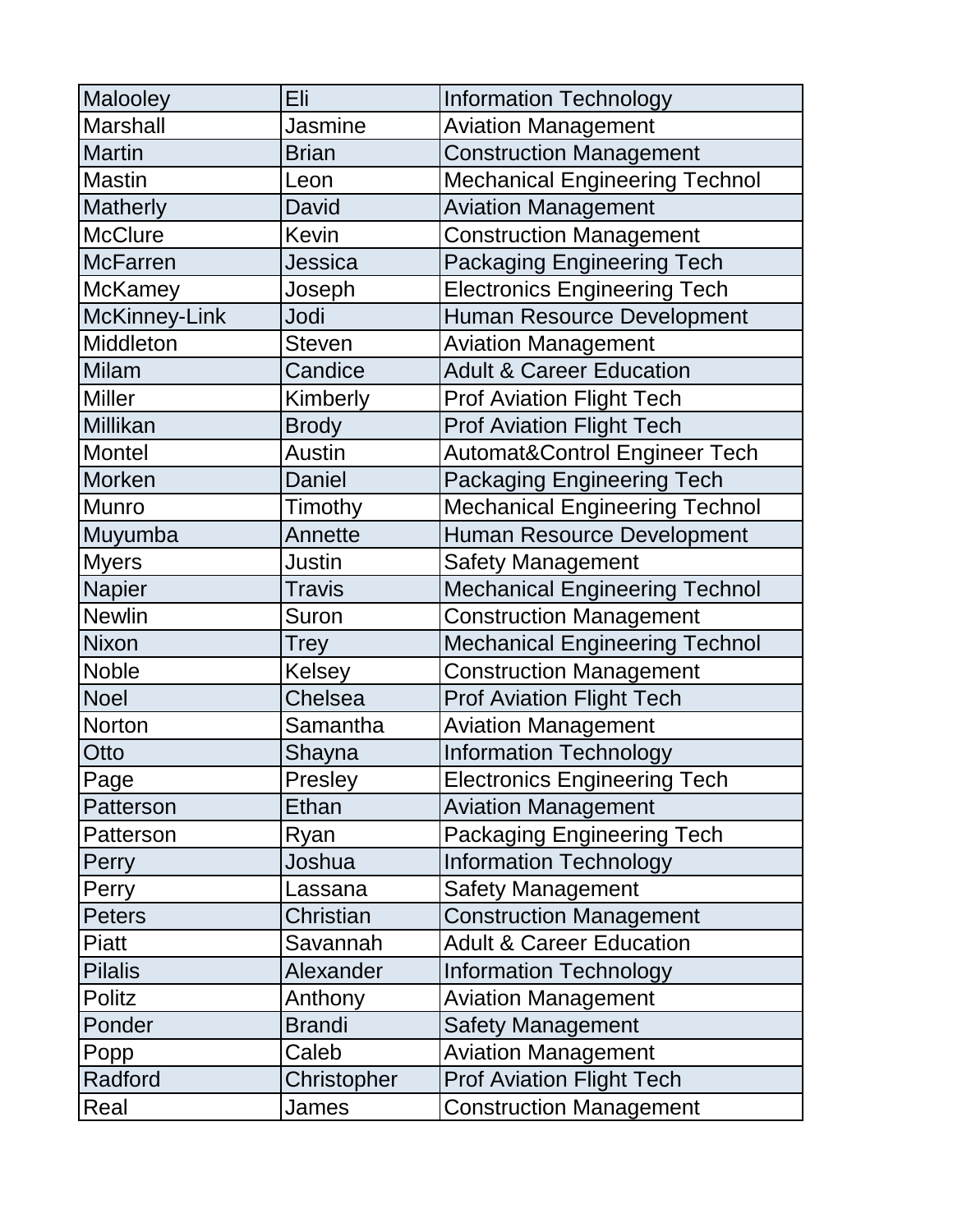| | | |
|---|---|---|
| Malooley | Eli | Information Technology |
| Marshall | Jasmine | Aviation Management |
| Martin | Brian | Construction Management |
| Mastin | Leon | Mechanical Engineering Technol |
| Matherly | David | Aviation Management |
| McClure | Kevin | Construction Management |
| McFarren | Jessica | Packaging Engineering Tech |
| McKamey | Joseph | Electronics Engineering Tech |
| McKinney-Link | Jodi | Human Resource Development |
| Middleton | Steven | Aviation Management |
| Milam | Candice | Adult & Career Education |
| Miller | Kimberly | Prof Aviation Flight Tech |
| Millikan | Brody | Prof Aviation Flight Tech |
| Montel | Austin | Automat&Control Engineer Tech |
| Morken | Daniel | Packaging Engineering Tech |
| Munro | Timothy | Mechanical Engineering Technol |
| Muyumba | Annette | Human Resource Development |
| Myers | Justin | Safety Management |
| Napier | Travis | Mechanical Engineering Technol |
| Newlin | Suron | Construction Management |
| Nixon | Trey | Mechanical Engineering Technol |
| Noble | Kelsey | Construction Management |
| Noel | Chelsea | Prof Aviation Flight Tech |
| Norton | Samantha | Aviation Management |
| Otto | Shayna | Information Technology |
| Page | Presley | Electronics Engineering Tech |
| Patterson | Ethan | Aviation Management |
| Patterson | Ryan | Packaging Engineering Tech |
| Perry | Joshua | Information Technology |
| Perry | Lassana | Safety Management |
| Peters | Christian | Construction Management |
| Piatt | Savannah | Adult & Career Education |
| Pilalis | Alexander | Information Technology |
| Politz | Anthony | Aviation Management |
| Ponder | Brandi | Safety Management |
| Popp | Caleb | Aviation Management |
| Radford | Christopher | Prof Aviation Flight Tech |
| Real | James | Construction Management |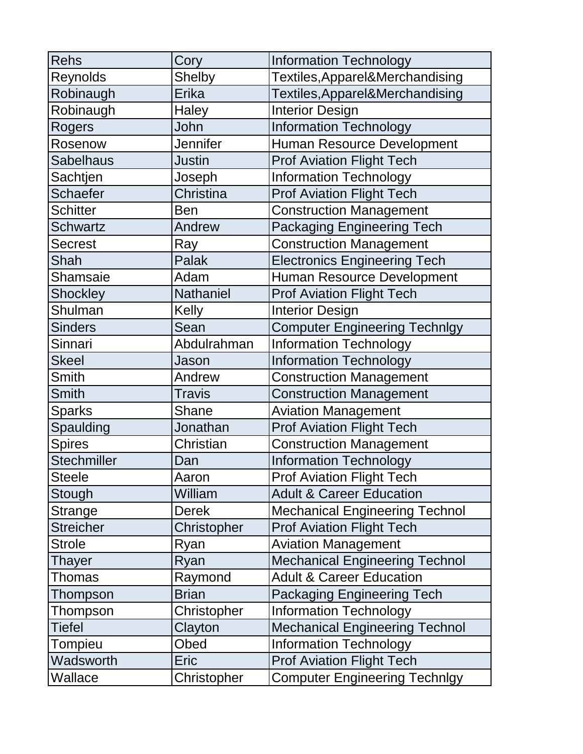| | | |
|---|---|---|
| Rehs | Cory | Information Technology |
| Reynolds | Shelby | Textiles,Apparel&Merchandising |
| Robinaugh | Erika | Textiles,Apparel&Merchandising |
| Robinaugh | Haley | Interior Design |
| Rogers | John | Information Technology |
| Rosenow | Jennifer | Human Resource Development |
| Sabelhaus | Justin | Prof Aviation Flight Tech |
| Sachtjen | Joseph | Information Technology |
| Schaefer | Christina | Prof Aviation Flight Tech |
| Schitter | Ben | Construction Management |
| Schwartz | Andrew | Packaging Engineering Tech |
| Secrest | Ray | Construction Management |
| Shah | Palak | Electronics Engineering Tech |
| Shamsaie | Adam | Human Resource Development |
| Shockley | Nathaniel | Prof Aviation Flight Tech |
| Shulman | Kelly | Interior Design |
| Sinders | Sean | Computer Engineering Technlgy |
| Sinnari | Abdulrahman | Information Technology |
| Skeel | Jason | Information Technology |
| Smith | Andrew | Construction Management |
| Smith | Travis | Construction Management |
| Sparks | Shane | Aviation Management |
| Spaulding | Jonathan | Prof Aviation Flight Tech |
| Spires | Christian | Construction Management |
| Stechmiller | Dan | Information Technology |
| Steele | Aaron | Prof Aviation Flight Tech |
| Stough | William | Adult & Career Education |
| Strange | Derek | Mechanical Engineering Technol |
| Streicher | Christopher | Prof Aviation Flight Tech |
| Strole | Ryan | Aviation Management |
| Thayer | Ryan | Mechanical Engineering Technol |
| Thomas | Raymond | Adult & Career Education |
| Thompson | Brian | Packaging Engineering Tech |
| Thompson | Christopher | Information Technology |
| Tiefel | Clayton | Mechanical Engineering Technol |
| Tompieu | Obed | Information Technology |
| Wadsworth | Eric | Prof Aviation Flight Tech |
| Wallace | Christopher | Computer Engineering Technlgy |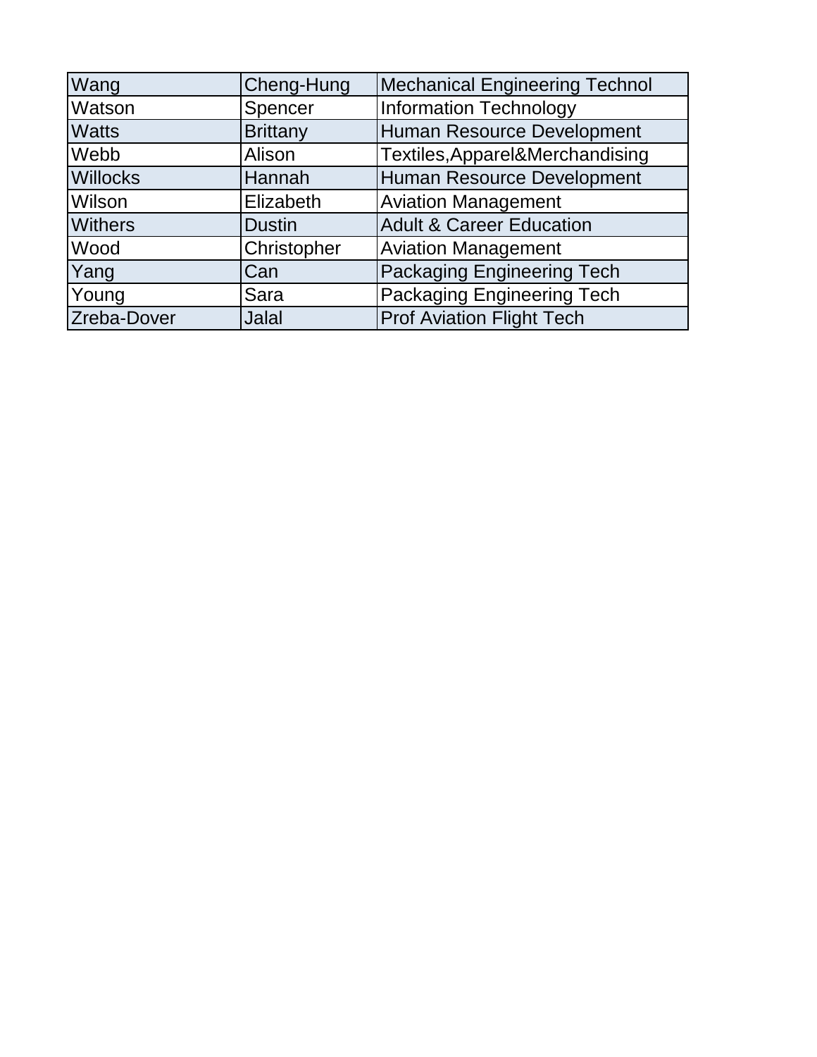| | | |
|---|---|---|
| Wang | Cheng-Hung | Mechanical Engineering Technol |
| Watson | Spencer | Information Technology |
| Watts | Brittany | Human Resource Development |
| Webb | Alison | Textiles,Apparel&Merchandising |
| Willocks | Hannah | Human Resource Development |
| Wilson | Elizabeth | Aviation Management |
| Withers | Dustin | Adult & Career Education |
| Wood | Christopher | Aviation Management |
| Yang | Can | Packaging Engineering Tech |
| Young | Sara | Packaging Engineering Tech |
| Zreba-Dover | Jalal | Prof Aviation Flight Tech |